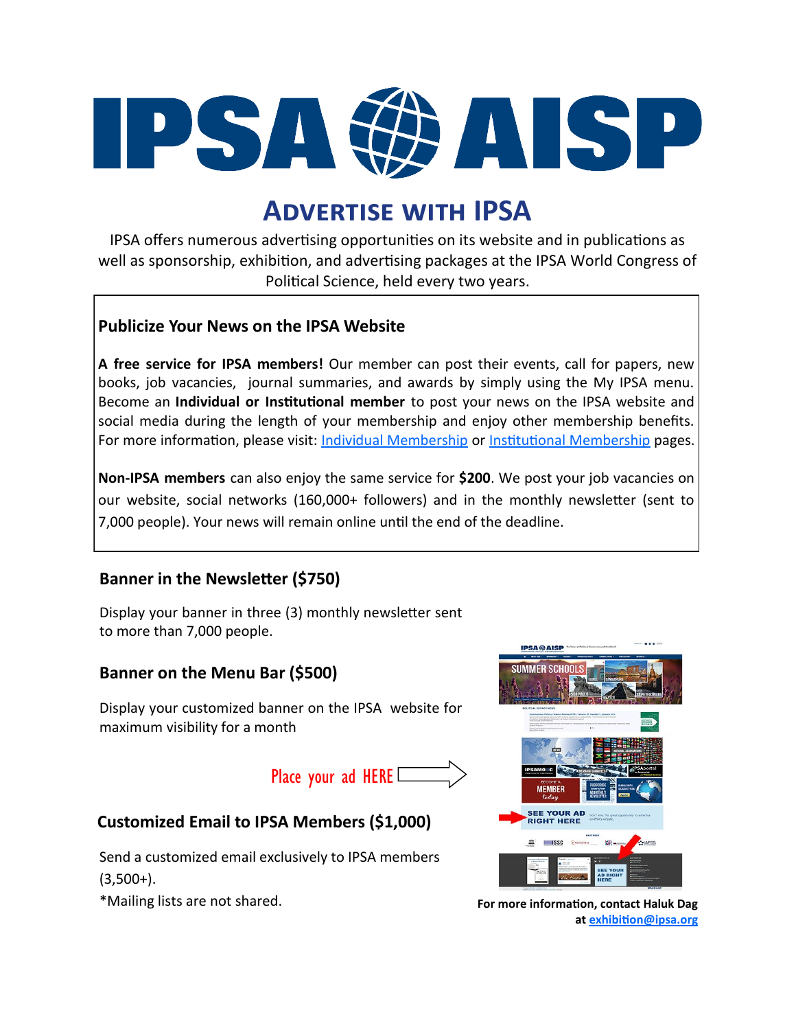# IPSA AISP

## Advertise with IPSA

IPSA offers numerous advertising opportunities on its website and in publications as well as sponsorship, exhibition, and advertising packages at the IPSA World Congress of Political Science, held every two years.

### Publicize Your News on the IPSA Website

**A free service for IPSA members!** Our member can post their events, call for papers, new books, job vacancies, journal summaries, and awards by simply using the My IPSA menu. Become an **Individual or Institutional member** to post your news on the IPSA website and social media during the length of your membership and enjoy other membership benefits. For more information, please visit: [Individual Membership] or [Institutional Membership] pages.

**Non-IPSA members** can also enjoy the same service for **$200**. We post your job vacancies on our website, social networks (160,000+ followers) and in the monthly newsletter (sent to 7,000 people). Your news will remain online until the end of the deadline.

### Banner in the Newsletter ($750)

Display your banner in three (3) monthly newsletter sent to more than 7,000 people.

### Banner on the Menu Bar ($500)

Display your customized banner on the IPSA website for maximum visibility for a month

Place your ad HERE

### Customized Email to IPSA Members ($1,000)

Send a customized email exclusively to IPSA members (3,500+).

*Mailing lists are not shared.

**For more information, contact Haluk Dag at exhibition@ipsa.org**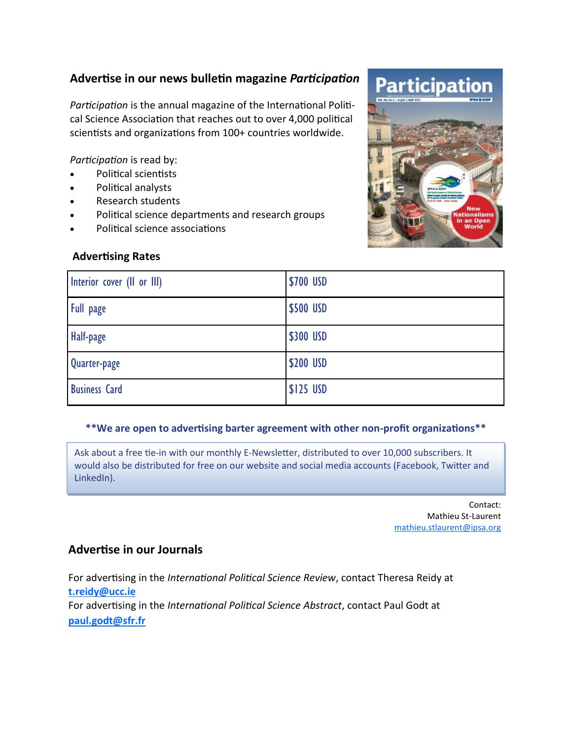## Advertise in our news bulletin magazine *Participation*

*Participation* is the annual magazine of the International Political Science Association that reaches out to over 4,000 political scientists and organizations from 100+ countries worldwide.

*Participation* is read by:

- Political scientists
- Political analysts
- Research students
- Political science departments and research groups
- Political science associations

### Advertising Rates

| | |
|---|---|
| Interior cover (II or III) | $700 USD |
| Full page | $500 USD |
| Half-page | $300 USD |
| Quarter-page | $200 USD |
| Business Card | $125 USD |

**\*\*We are open to advertising barter agreement with other non-profit organizations\*\***

Ask about a free tie-in with our monthly E-Newsletter, distributed to over 10,000 subscribers. It would also be distributed for free on our website and social media accounts (Facebook, Twitter and LinkedIn).

Contact:
Mathieu St-Laurent
mathieu.stlaurent@ipsa.org

## Advertise in our Journals

For advertising in the *International Political Science Review*, contact Theresa Reidy at **t.reidy@ucc.ie**

For advertising in the *International Political Science Abstract*, contact Paul Godt at **paul.godt@sfr.fr**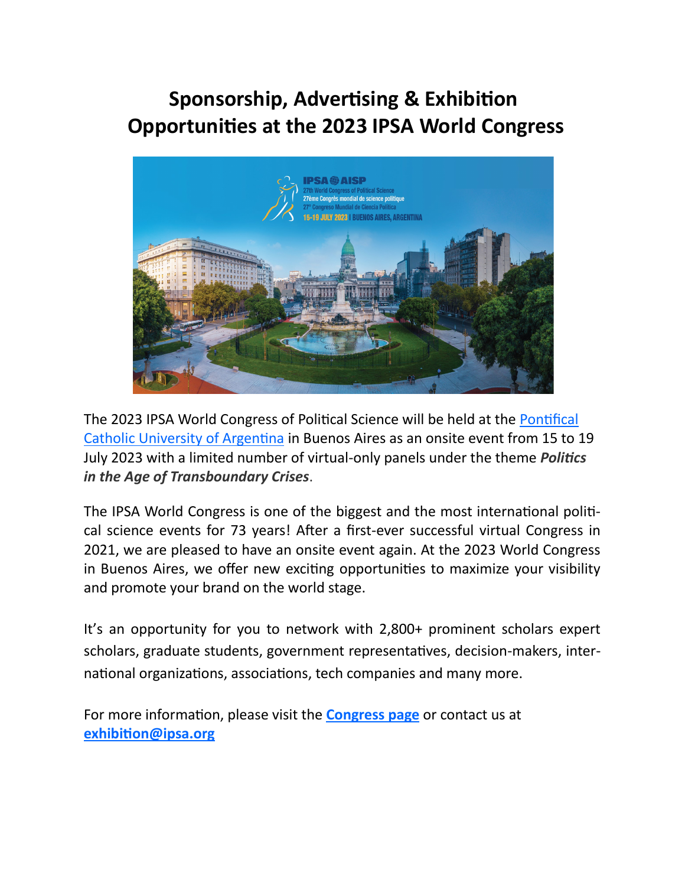# Sponsorship, Advertising & Exhibition Opportunities at the 2023 IPSA World Congress

The 2023 IPSA World Congress of Political Science will be held at the Pontifical Catholic University of Argentina in Buenos Aires as an onsite event from 15 to 19 July 2023 with a limited number of virtual-only panels under the theme ***Politics in the Age of Transboundary Crises***.

The IPSA World Congress is one of the biggest and the most international political science events for 73 years! After a first-ever successful virtual Congress in 2021, we are pleased to have an onsite event again. At the 2023 World Congress in Buenos Aires, we offer new exciting opportunities to maximize your visibility and promote your brand on the world stage.

It's an opportunity for you to network with 2,800+ prominent scholars expert scholars, graduate students, government representatives, decision-makers, international organizations, associations, tech companies and many more.

For more information, please visit the **Congress page** or contact us at **exhibition@ipsa.org**